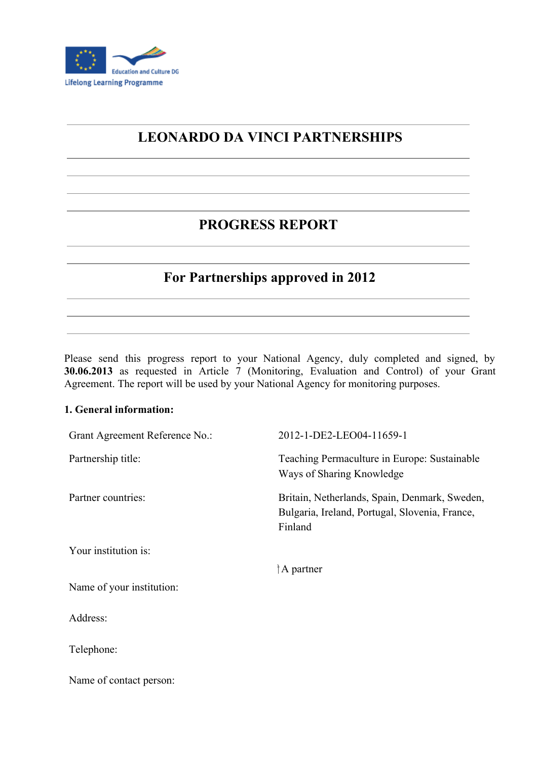Education and Culture DG

Lifelong Learning Programme

# LEONARDO DA VINCI PARTNERSHIPS

# PROGRESS REPORT

## For Partnerships approved in 2012

Please send this progress report to your National Agency, duly completed and signed, by **30.06.2013** as requested in Article 7 (Monitoring, Evaluation and Control) of your Grant Agreement. The report will be used by your National Agency for monitoring purposes.

**1. General information:**

| | |
|---|---|
| Grant Agreement Reference No.: | 2012-1-DE2-LEO04-11659-1 |
| Partnership title: | Teaching Permaculture in Europe: Sustainable Ways of Sharing Knowledge |
| Partner countries: | Britain, Netherlands, Spain, Denmark, Sweden, Bulgaria, Ireland, Portugal, Slovenia, France, Finland |
| Your institution is: | A partner |
| Name of your institution: | |
| Address: | |
| Telephone: | |
| Name of contact person: | |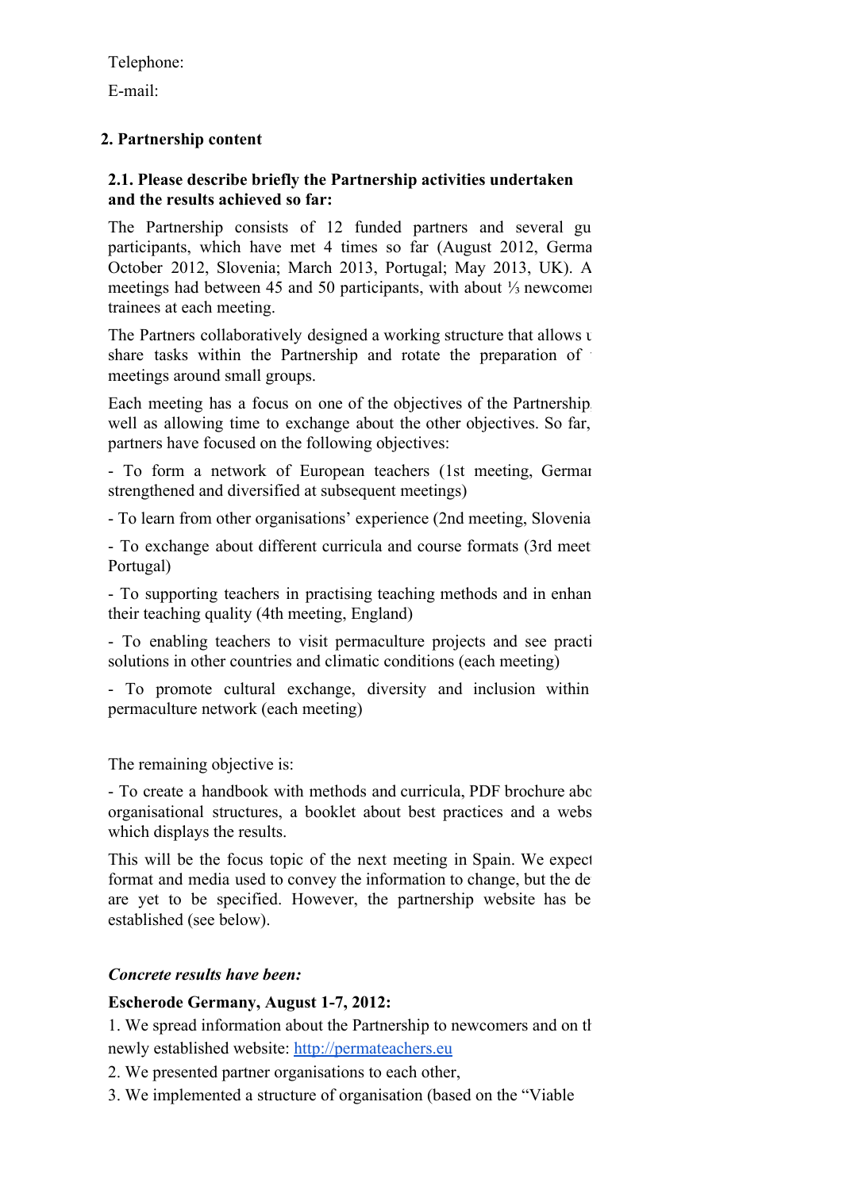Telephone:

E-mail:

## 2. Partnership content

### 2.1. Please describe briefly the Partnership activities undertaken and the results achieved so far:

The Partnership consists of 12 funded partners and several gu participants, which have met 4 times so far (August 2012, Germa October 2012, Slovenia; March 2013, Portugal; May 2013, UK). A meetings had between 45 and 50 participants, with about ⅓ newcomer trainees at each meeting.

The Partners collaboratively designed a working structure that allows u share tasks within the Partnership and rotate the preparation of meetings around small groups.

Each meeting has a focus on one of the objectives of the Partnership well as allowing time to exchange about the other objectives. So far, partners have focused on the following objectives:

- To form a network of European teachers (1st meeting, Germar strengthened and diversified at subsequent meetings)
- To learn from other organisations' experience (2nd meeting, Slovenia
- To exchange about different curricula and course formats (3rd meet Portugal)
- To supporting teachers in practising teaching methods and in enhan their teaching quality (4th meeting, England)
- To enabling teachers to visit permaculture projects and see practi solutions in other countries and climatic conditions (each meeting)
- To promote cultural exchange, diversity and inclusion within permaculture network (each meeting)

The remaining objective is:

- To create a handbook with methods and curricula, PDF brochure abo organisational structures, a booklet about best practices and a webs which displays the results.

This will be the focus topic of the next meeting in Spain. We expect format and media used to convey the information to change, but the de are yet to be specified. However, the partnership website has be established (see below).

***Concrete results have been:***

**Escherode Germany, August 1-7, 2012:**

1. We spread information about the Partnership to newcomers and on th newly established website: [http://permateachers.eu](http://permateachers.eu)
2. We presented partner organisations to each other,
3. We implemented a structure of organisation (based on the "Viable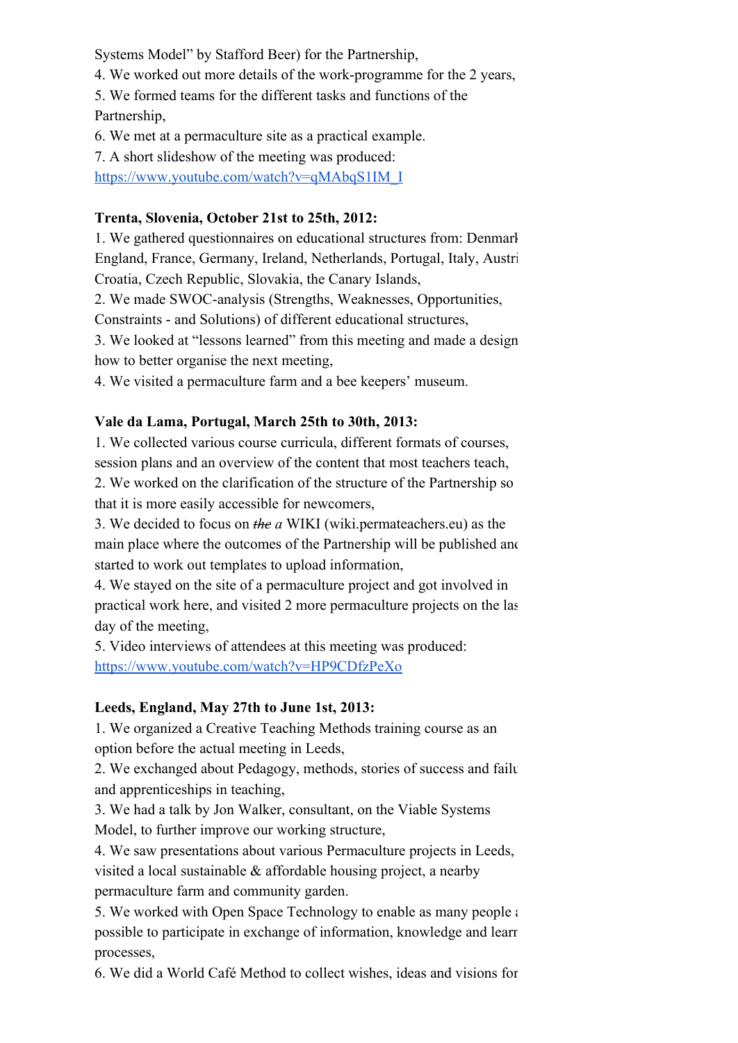Systems Model" by Stafford Beer) for the Partnership,

4. We worked out more details of the work-programme for the 2 years,
5. We formed teams for the different tasks and functions of the Partnership,
6. We met at a permaculture site as a practical example.
7. A short slideshow of the meeting was produced: https://www.youtube.com/watch?v=qMAbqS1IM_I

**Trenta, Slovenia, October 21st to 25th, 2012:**

1. We gathered questionnaires on educational structures from: Denmark England, France, Germany, Ireland, Netherlands, Portugal, Italy, Austri Croatia, Czech Republic, Slovakia, the Canary Islands,
2. We made SWOC-analysis (Strengths, Weaknesses, Opportunities, Constraints - and Solutions) of different educational structures,
3. We looked at "lessons learned" from this meeting and made a design how to better organise the next meeting,
4. We visited a permaculture farm and a bee keepers' museum.

**Vale da Lama, Portugal, March 25th to 30th, 2013:**

1. We collected various course curricula, different formats of courses, session plans and an overview of the content that most teachers teach,
2. We worked on the clarification of the structure of the Partnership so that it is more easily accessible for newcomers,
3. We decided to focus on ~~*the*~~ *a* WIKI (wiki.permateachers.eu) as the main place where the outcomes of the Partnership will be published and started to work out templates to upload information,
4. We stayed on the site of a permaculture project and got involved in practical work here, and visited 2 more permaculture projects on the las day of the meeting,
5. Video interviews of attendees at this meeting was produced: https://www.youtube.com/watch?v=HP9CDfzPeXo

**Leeds, England, May 27th to June 1st, 2013:**

1. We organized a Creative Teaching Methods training course as an option before the actual meeting in Leeds,
2. We exchanged about Pedagogy, methods, stories of success and failu and apprenticeships in teaching,
3. We had a talk by Jon Walker, consultant, on the Viable Systems Model, to further improve our working structure,
4. We saw presentations about various Permaculture projects in Leeds, visited a local sustainable & affordable housing project, a nearby permaculture farm and community garden.
5. We worked with Open Space Technology to enable as many people a possible to participate in exchange of information, knowledge and learn processes,
6. We did a World Café Method to collect wishes, ideas and visions for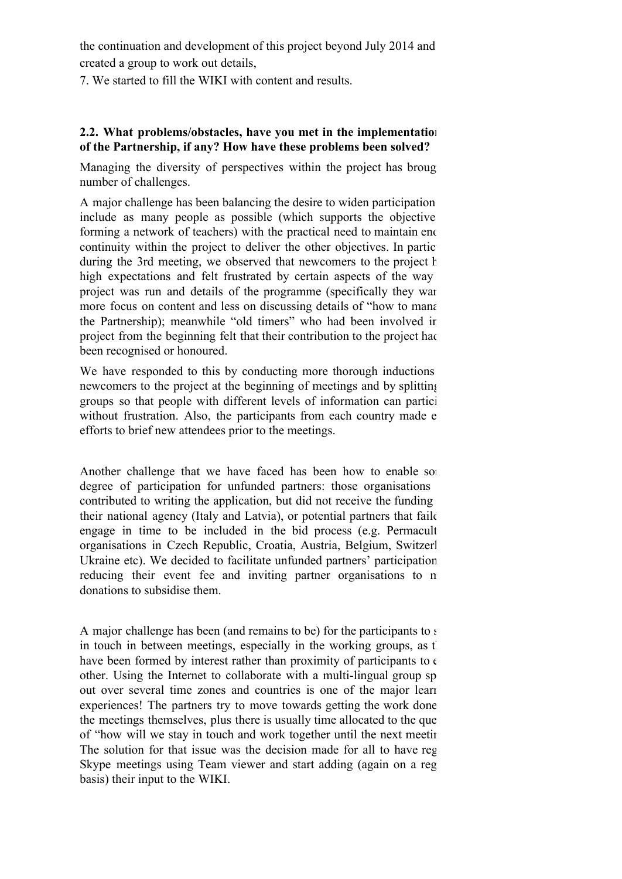the continuation and development of this project beyond July 2014 and created a group to work out details,

7. We started to fill the WIKI with content and results.

**2.2. What problems/obstacles, have you met in the implementatio of the Partnership, if any? How have these problems been solved?**

Managing the diversity of perspectives within the project has broug number of challenges.

A major challenge has been balancing the desire to widen participation include as many people as possible (which supports the objective forming a network of teachers) with the practical need to maintain enc continuity within the project to deliver the other objectives. In partic during the 3rd meeting, we observed that newcomers to the project h high expectations and felt frustrated by certain aspects of the way project was run and details of the programme (specifically they war more focus on content and less on discussing details of "how to mana the Partnership); meanwhile "old timers" who had been involved ir project from the beginning felt that their contribution to the project hac been recognised or honoured.

We have responded to this by conducting more thorough inductions newcomers to the project at the beginning of meetings and by splitting groups so that people with different levels of information can partici without frustration. Also, the participants from each country made e efforts to brief new attendees prior to the meetings.

Another challenge that we have faced has been how to enable sor degree of participation for unfunded partners: those organisations contributed to writing the application, but did not receive the funding their national agency (Italy and Latvia), or potential partners that faile engage in time to be included in the bid process (e.g. Permacult organisations in Czech Republic, Croatia, Austria, Belgium, Switzerl Ukraine etc). We decided to facilitate unfunded partners' participation reducing their event fee and inviting partner organisations to n donations to subsidise them.

A major challenge has been (and remains to be) for the participants to s in touch in between meetings, especially in the working groups, as t have been formed by interest rather than proximity of participants to e other. Using the Internet to collaborate with a multi-lingual group sp out over several time zones and countries is one of the major learn experiences! The partners try to move towards getting the work done the meetings themselves, plus there is usually time allocated to the que of "how will we stay in touch and work together until the next meetir The solution for that issue was the decision made for all to have reg Skype meetings using Team viewer and start adding (again on a reg basis) their input to the WIKI.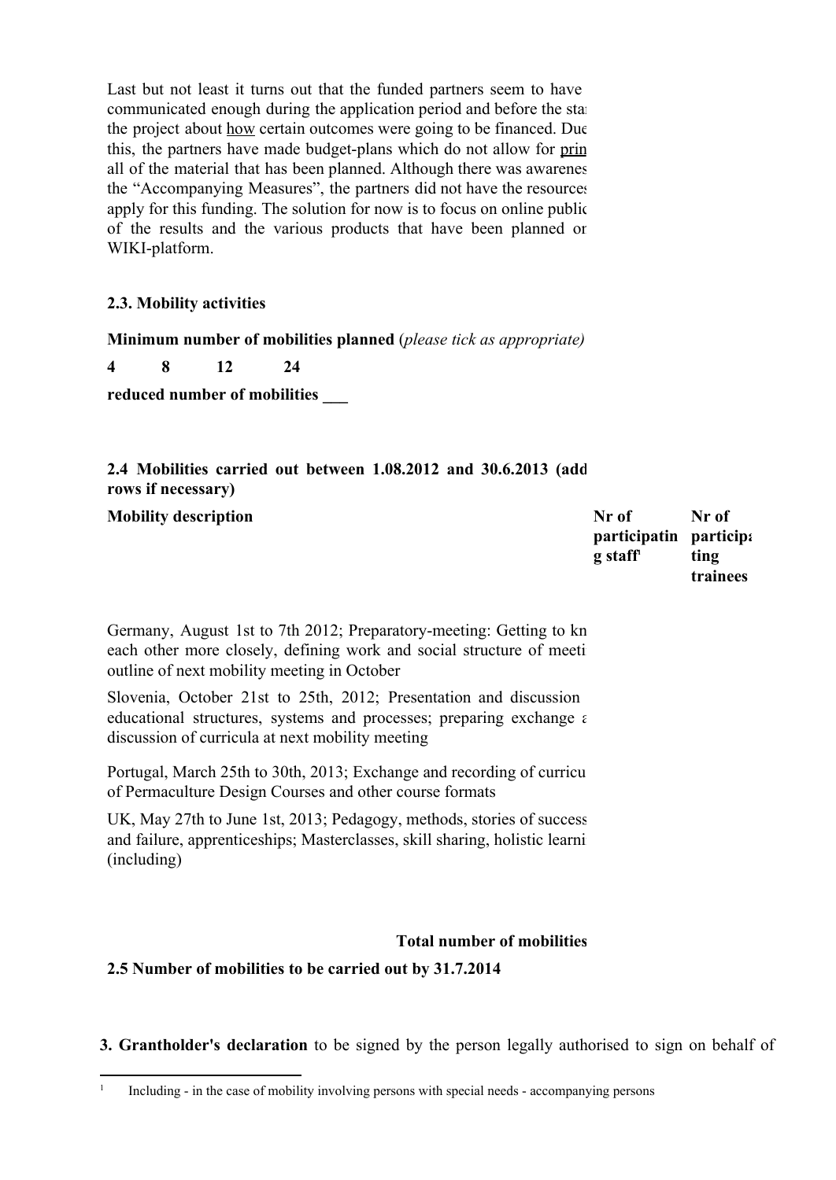Last but not least it turns out that the funded partners seem to have communicated enough during the application period and before the sta the project about how certain outcomes were going to be financed. Due this, the partners have made budget-plans which do not allow for prin all of the material that has been planned. Although there was awarenes the "Accompanying Measures", the partners did not have the resources apply for this funding. The solution for now is to focus on online public of the results and the various products that have been planned or WIKI-platform.

### 2.3. Mobility activities

**Minimum number of mobilities planned** (*please tick as appropriate)*

**4 8 12 24**

**reduced number of mobilities ___**

### 2.4 Mobilities carried out between 1.08.2012 and 30.6.2013 (add rows if necessary)

| Mobility description | Nr of participating staff[1] | Nr of participating trainees |
|---|---|---|
| Germany, August 1st to 7th 2012; Preparatory-meeting: Getting to kn each other more closely, defining work and social structure of meeti outline of next mobility meeting in October | | |
| Slovenia, October 21st to 25th, 2012; Presentation and discussion educational structures, systems and processes; preparing exchange a discussion of curricula at next mobility meeting | | |
| Portugal, March 25th to 30th, 2013; Exchange and recording of curricu of Permaculture Design Courses and other course formats | | |
| UK, May 27th to June 1st, 2013; Pedagogy, methods, stories of success and failure, apprenticeships; Masterclasses, skill sharing, holistic learni (including) | | |
| **Total number of mobilities** | | |

### 2.5 Number of mobilities to be carried out by 31.7.2014

**3. Grantholder's declaration** to be signed by the person legally authorised to sign on behalf of

[1] Including - in the case of mobility involving persons with special needs - accompanying persons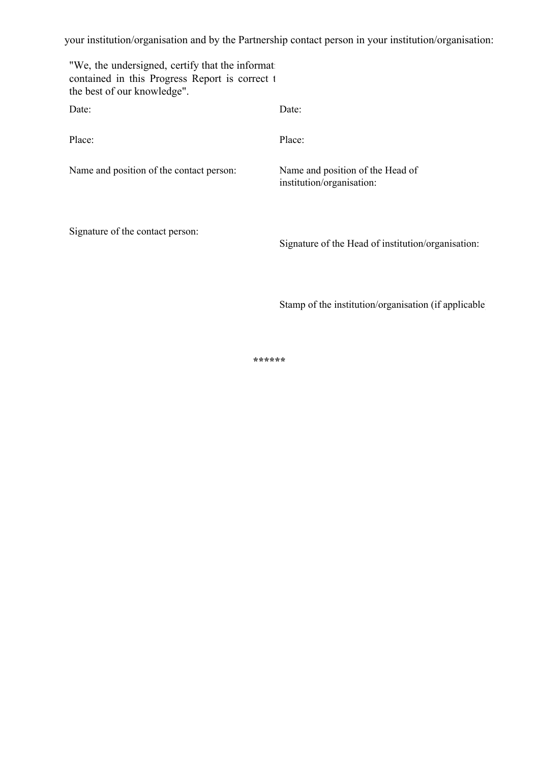your institution/organisation and by the Partnership contact person in your institution/organisation:

"We, the undersigned, certify that the informat
contained in this Progress Report is correct t
the best of our knowledge".

| | |
|---|---|
| Date: | Date: |
| Place: | Place: |
| Name and position of the contact person: | Name and position of the Head of institution/organisation: |
| Signature of the contact person: | Signature of the Head of institution/organisation: |
| | Stamp of the institution/organisation (if applicable |

******